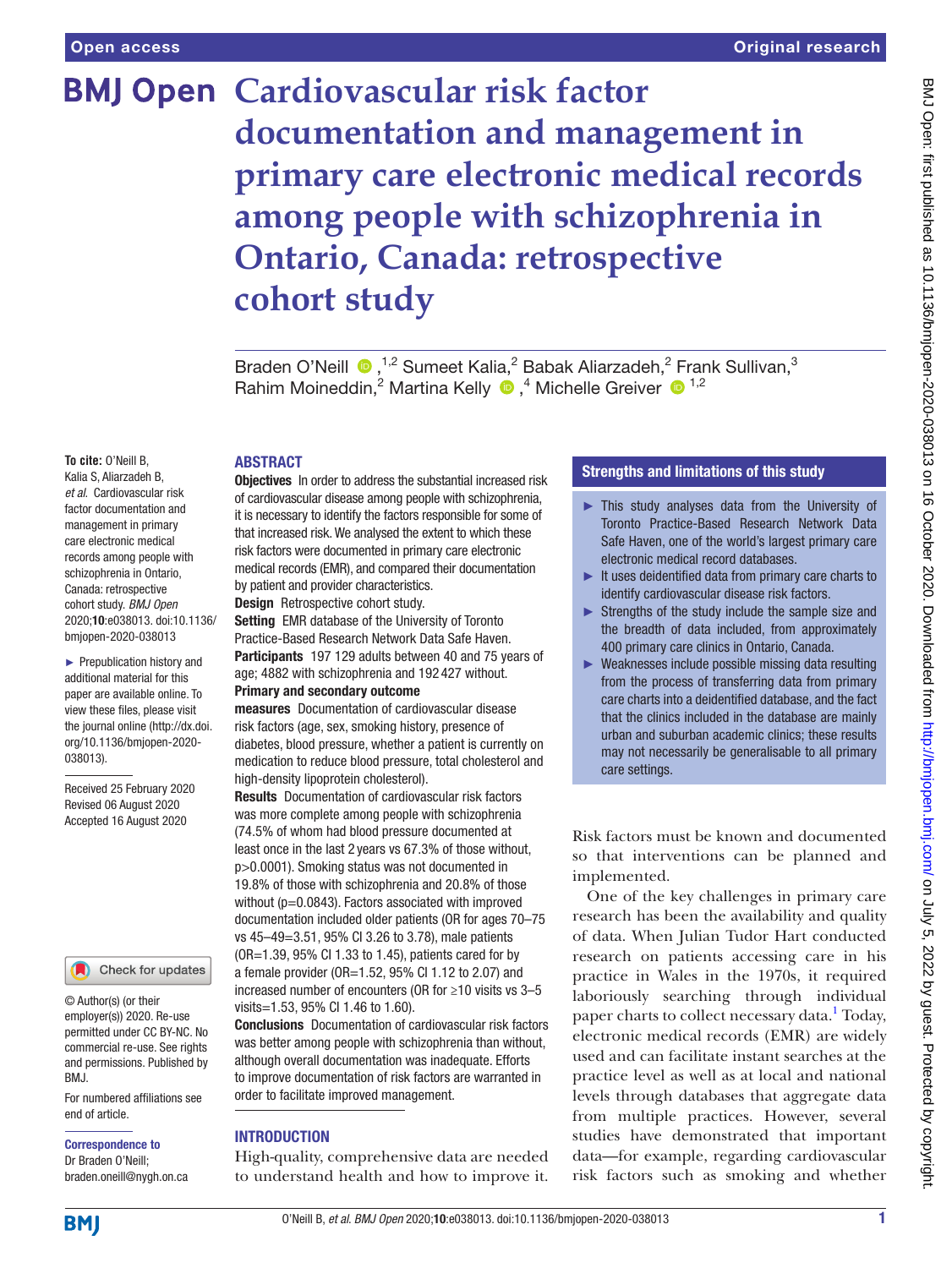# Cardiovascular risk factor documentation and management in primary care electronic medical records among people with schizophrenia in Ontario, Canada: retrospective cohort study

Braden O'Neill [1,2], Sumeet Kalia [2], Babak Aliarzadeh [2], Frank Sullivan [3], Rahim Moineddin [2], Martina Kelly [4], Michelle Greiver [1,2]

**To cite:** O'Neill B, Kalia S, Aliarzadeh B, *et al*. Cardiovascular risk factor documentation and management in primary care electronic medical records among people with schizophrenia in Ontario, Canada: retrospective cohort study. *BMJ Open* 2020;**10**:e038013. doi:10.1136/bmjopen-2020-038013

► Prepublication history and additional material for this paper are available online. To view these files, please visit the journal online (http://dx.doi.org/10.1136/bmjopen-2020-038013).

Received 25 February 2020
Revised 06 August 2020
Accepted 16 August 2020

© Author(s) (or their employer(s)) 2020. Re-use permitted under CC BY-NC. No commercial re-use. See rights and permissions. Published by BMJ.

For numbered affiliations see end of article.

**Correspondence to**
Dr Braden O'Neill;
braden.oneill@nygh.on.ca

## ABSTRACT

**Objectives** In order to address the substantial increased risk of cardiovascular disease among people with schizophrenia, it is necessary to identify the factors responsible for some of that increased risk. We analysed the extent to which these risk factors were documented in primary care electronic medical records (EMR), and compared their documentation by patient and provider characteristics.

**Design** Retrospective cohort study.

**Setting** EMR database of the University of Toronto Practice-Based Research Network Data Safe Haven.

**Participants** 197 129 adults between 40 and 75 years of age; 4882 with schizophrenia and 192 427 without.

**Primary and secondary outcome measures** Documentation of cardiovascular disease risk factors (age, sex, smoking history, presence of diabetes, blood pressure, whether a patient is currently on medication to reduce blood pressure, total cholesterol and high-density lipoprotein cholesterol).

**Results** Documentation of cardiovascular risk factors was more complete among people with schizophrenia (74.5% of whom had blood pressure documented at least once in the last 2 years vs 67.3% of those without, p>0.0001). Smoking status was not documented in 19.8% of those with schizophrenia and 20.8% of those without (p=0.0843). Factors associated with improved documentation included older patients (OR for ages 70–75 vs 45–49=3.51, 95% CI 3.26 to 3.78), male patients (OR=1.39, 95% CI 1.33 to 1.45), patients cared for by a female provider (OR=1.52, 95% CI 1.12 to 2.07) and increased number of encounters (OR for ≥10 visits vs 3–5 visits=1.53, 95% CI 1.46 to 1.60).

**Conclusions** Documentation of cardiovascular risk factors was better among people with schizophrenia than without, although overall documentation was inadequate. Efforts to improve documentation of risk factors are warranted in order to facilitate improved management.

## Strengths and limitations of this study

- ► This study analyses data from the University of Toronto Practice-Based Research Network Data Safe Haven, one of the world's largest primary care electronic medical record databases.
- ► It uses deidentified data from primary care charts to identify cardiovascular disease risk factors.
- ► Strengths of the study include the sample size and the breadth of data included, from approximately 400 primary care clinics in Ontario, Canada.
- ► Weaknesses include possible missing data resulting from the process of transferring data from primary care charts into a deidentified database, and the fact that the clinics included in the database are mainly urban and suburban academic clinics; these results may not necessarily be generalisable to all primary care settings.

## INTRODUCTION

High-quality, comprehensive data are needed to understand health and how to improve it. Risk factors must be known and documented so that interventions can be planned and implemented.

One of the key challenges in primary care research has been the availability and quality of data. When Julian Tudor Hart conducted research on patients accessing care in his practice in Wales in the 1970s, it required laboriously searching through individual paper charts to collect necessary data.[1] Today, electronic medical records (EMR) are widely used and can facilitate instant searches at the practice level as well as at local and national levels through databases that aggregate data from multiple practices. However, several studies have demonstrated that important data—for example, regarding cardiovascular risk factors such as smoking and whether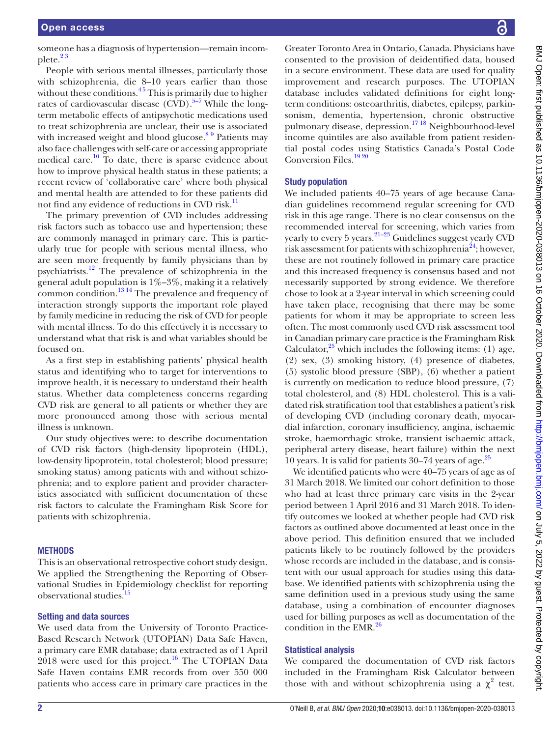someone has a diagnosis of hypertension—remain incomplete.[2 3]

People with serious mental illnesses, particularly those with schizophrenia, die 8–10 years earlier than those without these conditions.[4 5] This is primarily due to higher rates of cardiovascular disease (CVD).[5–7] While the long-term metabolic effects of antipsychotic medications used to treat schizophrenia are unclear, their use is associated with increased weight and blood glucose.[8 9] Patients may also face challenges with self-care or accessing appropriate medical care.[10] To date, there is sparse evidence about how to improve physical health status in these patients; a recent review of 'collaborative care' where both physical and mental health are attended to for these patients did not find any evidence of reductions in CVD risk.[11]

The primary prevention of CVD includes addressing risk factors such as tobacco use and hypertension; these are commonly managed in primary care. This is particularly true for people with serious mental illness, who are seen more frequently by family physicians than by psychiatrists.[12] The prevalence of schizophrenia in the general adult population is 1%–3%, making it a relatively common condition.[13 14] The prevalence and frequency of interaction strongly supports the important role played by family medicine in reducing the risk of CVD for people with mental illness. To do this effectively it is necessary to understand what that risk is and what variables should be focused on.

As a first step in establishing patients' physical health status and identifying who to target for interventions to improve health, it is necessary to understand their health status. Whether data completeness concerns regarding CVD risk are general to all patients or whether they are more pronounced among those with serious mental illness is unknown.

Our study objectives were: to describe documentation of CVD risk factors (high-density lipoprotein (HDL), low-density lipoprotein, total cholesterol; blood pressure; smoking status) among patients with and without schizophrenia; and to explore patient and provider characteristics associated with sufficient documentation of these risk factors to calculate the Framingham Risk Score for patients with schizophrenia.

## METHODS

This is an observational retrospective cohort study design. We applied the Strengthening the Reporting of Observational Studies in Epidemiology checklist for reporting observational studies.[15]

### Setting and data sources

We used data from the University of Toronto Practice-Based Research Network (UTOPIAN) Data Safe Haven, a primary care EMR database; data extracted as of 1 April 2018 were used for this project.[16] The UTOPIAN Data Safe Haven contains EMR records from over 550 000 patients who access care in primary care practices in the Greater Toronto Area in Ontario, Canada. Physicians have consented to the provision of deidentified data, housed in a secure environment. These data are used for quality improvement and research purposes. The UTOPIAN database includes validated definitions for eight long-term conditions: osteoarthritis, diabetes, epilepsy, parkinsonism, dementia, hypertension, chronic obstructive pulmonary disease, depression.[17 18] Neighbourhood-level income quintiles are also available from patient residential postal codes using Statistics Canada's Postal Code Conversion Files.[19 20]

### Study population

We included patients 40–75 years of age because Canadian guidelines recommend regular screening for CVD risk in this age range. There is no clear consensus on the recommended interval for screening, which varies from yearly to every 5 years.[21–23] Guidelines suggest yearly CVD risk assessment for patients with schizophrenia[24]; however, these are not routinely followed in primary care practice and this increased frequency is consensus based and not necessarily supported by strong evidence. We therefore chose to look at a 2-year interval in which screening could have taken place, recognising that there may be some patients for whom it may be appropriate to screen less often. The most commonly used CVD risk assessment tool in Canadian primary care practice is the Framingham Risk Calculator,[25] which includes the following items: (1) age, (2) sex, (3) smoking history, (4) presence of diabetes, (5) systolic blood pressure (SBP), (6) whether a patient is currently on medication to reduce blood pressure, (7) total cholesterol, and (8) HDL cholesterol. This is a validated risk stratification tool that establishes a patient's risk of developing CVD (including coronary death, myocardial infarction, coronary insufficiency, angina, ischaemic stroke, haemorrhagic stroke, transient ischaemic attack, peripheral artery disease, heart failure) within the next 10 years. It is valid for patients 30–74 years of age.[25]

We identified patients who were 40–75 years of age as of 31 March 2018. We limited our cohort definition to those who had at least three primary care visits in the 2-year period between 1 April 2016 and 31 March 2018. To identify outcomes we looked at whether people had CVD risk factors as outlined above documented at least once in the above period. This definition ensured that we included patients likely to be routinely followed by the providers whose records are included in the database, and is consistent with our usual approach for studies using this database. We identified patients with schizophrenia using the same definition used in a previous study using the same database, using a combination of encounter diagnoses used for billing purposes as well as documentation of the condition in the EMR.[26]

### Statistical analysis

We compared the documentation of CVD risk factors included in the Framingham Risk Calculator between those with and without schizophrenia using a $\chi^2$ test.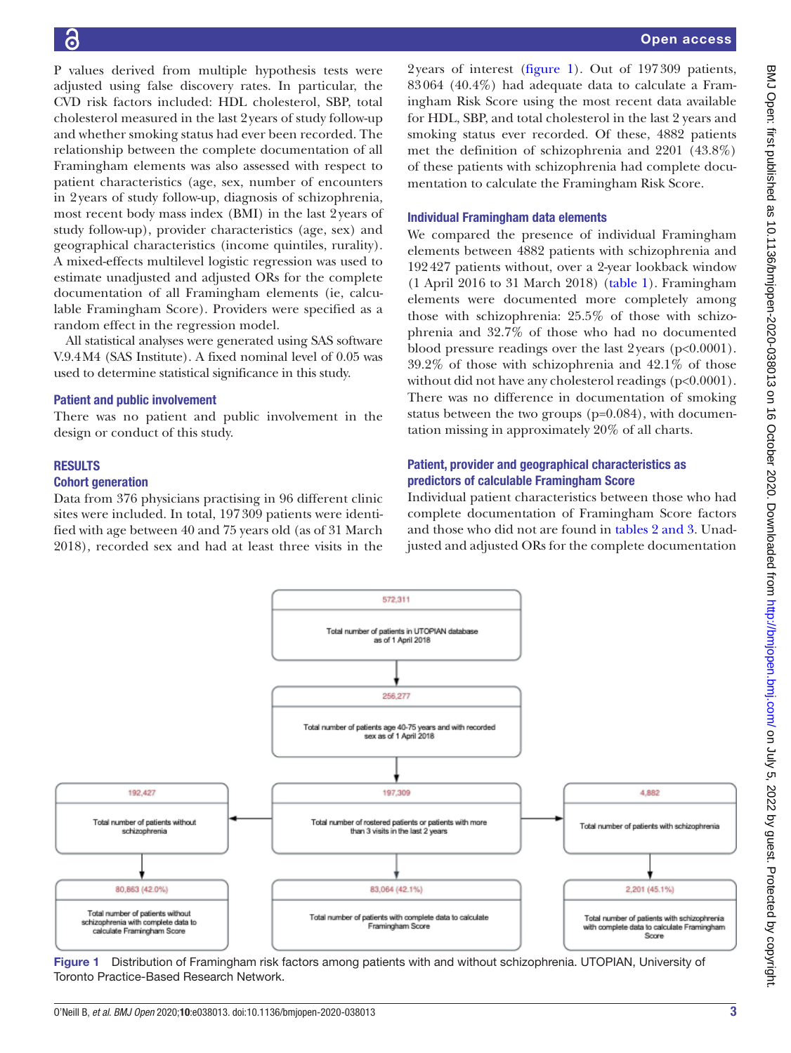P values derived from multiple hypothesis tests were adjusted using false discovery rates. In particular, the CVD risk factors included: HDL cholesterol, SBP, total cholesterol measured in the last 2 years of study follow-up and whether smoking status had ever been recorded. The relationship between the complete documentation of all Framingham elements was also assessed with respect to patient characteristics (age, sex, number of encounters in 2 years of study follow-up, diagnosis of schizophrenia, most recent body mass index (BMI) in the last 2 years of study follow-up), provider characteristics (age, sex) and geographical characteristics (income quintiles, rurality). A mixed-effects multilevel logistic regression was used to estimate unadjusted and adjusted ORs for the complete documentation of all Framingham elements (ie, calculable Framingham Score). Providers were specified as a random effect in the regression model.

All statistical analyses were generated using SAS software V.9.4M4 (SAS Institute). A fixed nominal level of 0.05 was used to determine statistical significance in this study.

### Patient and public involvement

There was no patient and public involvement in the design or conduct of this study.

## RESULTS

### Cohort generation

Data from 376 physicians practising in 96 different clinic sites were included. In total, 197 309 patients were identified with age between 40 and 75 years old (as of 31 March 2018), recorded sex and had at least three visits in the 2 years of interest (figure 1). Out of 197 309 patients, 83 064 (40.4%) had adequate data to calculate a Framingham Risk Score using the most recent data available for HDL, SBP, and total cholesterol in the last 2 years and smoking status ever recorded. Of these, 4882 patients met the definition of schizophrenia and 2201 (43.8%) of these patients with schizophrenia had complete documentation to calculate the Framingham Risk Score.

### Individual Framingham data elements

We compared the presence of individual Framingham elements between 4882 patients with schizophrenia and 192 427 patients without, over a 2-year lookback window (1 April 2016 to 31 March 2018) (table 1). Framingham elements were documented more completely among those with schizophrenia: 25.5% of those with schizophrenia and 32.7% of those who had no documented blood pressure readings over the last 2 years ($p<0.0001$). 39.2% of those with schizophrenia and 42.1% of those without did not have any cholesterol readings ($p<0.0001$). There was no difference in documentation of smoking status between the two groups ($p=0.084$), with documentation missing in approximately 20% of all charts.

### Patient, provider and geographical characteristics as predictors of calculable Framingham Score

Individual patient characteristics between those who had complete documentation of Framingham Score factors and those who did not are found in tables 2 and 3. Unadjusted and adjusted ORs for the complete documentation

572,311 — Total number of patients in UTOPIAN database as of 1 April 2018

256,277 — Total number of patients age 40-75 years and with recorded sex as of 1 April 2018

197,309 — Total number of rostered patients or patients with more than 3 visits in the last 2 years

192,427 — Total number of patients without schizophrenia

4,882 — Total number of patients with schizophrenia

80,863 (42.0%) — Total number of patients without schizophrenia with complete data to calculate Framingham Score

83,064 (42.1%) — Total number of patients with complete data to calculate Framingham Score

2,201 (45.1%) — Total number of patients with schizophrenia with complete data to calculate Framingham Score

**Figure 1** Distribution of Framingham risk factors among patients with and without schizophrenia. UTOPIAN, University of Toronto Practice-Based Research Network.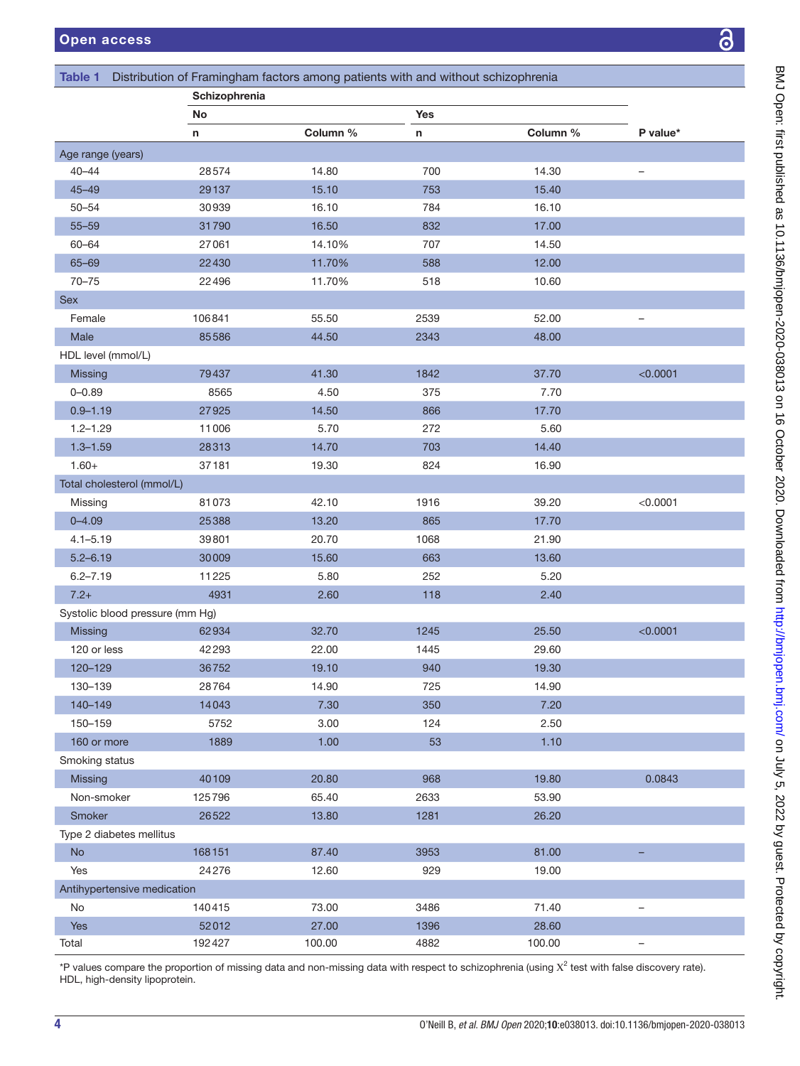**Table 1** Distribution of Framingham factors among patients with and without schizophrenia

| | Schizophrenia | | | | |
|---|---|---|---|---|---|
| | No | | Yes | | |
| | n | Column % | n | Column % | P value* |
| **Age range (years)** | | | | | |
| 40–44 | 28574 | 14.80 | 700 | 14.30 | – |
| 45–49 | 29137 | 15.10 | 753 | 15.40 | |
| 50–54 | 30939 | 16.10 | 784 | 16.10 | |
| 55–59 | 31790 | 16.50 | 832 | 17.00 | |
| 60–64 | 27061 | 14.10% | 707 | 14.50 | |
| 65–69 | 22430 | 11.70% | 588 | 12.00 | |
| 70–75 | 22496 | 11.70% | 518 | 10.60 | |
| **Sex** | | | | | |
| Female | 106841 | 55.50 | 2539 | 52.00 | – |
| Male | 85586 | 44.50 | 2343 | 48.00 | |
| **HDL level (mmol/L)** | | | | | |
| Missing | 79437 | 41.30 | 1842 | 37.70 | <0.0001 |
| 0–0.89 | 8565 | 4.50 | 375 | 7.70 | |
| 0.9–1.19 | 27925 | 14.50 | 866 | 17.70 | |
| 1.2–1.29 | 11006 | 5.70 | 272 | 5.60 | |
| 1.3–1.59 | 28313 | 14.70 | 703 | 14.40 | |
| 1.60+ | 37181 | 19.30 | 824 | 16.90 | |
| **Total cholesterol (mmol/L)** | | | | | |
| Missing | 81073 | 42.10 | 1916 | 39.20 | <0.0001 |
| 0–4.09 | 25388 | 13.20 | 865 | 17.70 | |
| 4.1–5.19 | 39801 | 20.70 | 1068 | 21.90 | |
| 5.2–6.19 | 30009 | 15.60 | 663 | 13.60 | |
| 6.2–7.19 | 11225 | 5.80 | 252 | 5.20 | |
| 7.2+ | 4931 | 2.60 | 118 | 2.40 | |
| **Systolic blood pressure (mm Hg)** | | | | | |
| Missing | 62934 | 32.70 | 1245 | 25.50 | <0.0001 |
| 120 or less | 42293 | 22.00 | 1445 | 29.60 | |
| 120–129 | 36752 | 19.10 | 940 | 19.30 | |
| 130–139 | 28764 | 14.90 | 725 | 14.90 | |
| 140–149 | 14043 | 7.30 | 350 | 7.20 | |
| 150–159 | 5752 | 3.00 | 124 | 2.50 | |
| 160 or more | 1889 | 1.00 | 53 | 1.10 | |
| **Smoking status** | | | | | |
| Missing | 40109 | 20.80 | 968 | 19.80 | 0.0843 |
| Non-smoker | 125796 | 65.40 | 2633 | 53.90 | |
| Smoker | 26522 | 13.80 | 1281 | 26.20 | |
| **Type 2 diabetes mellitus** | | | | | |
| No | 168151 | 87.40 | 3953 | 81.00 | – |
| Yes | 24276 | 12.60 | 929 | 19.00 | |
| **Antihypertensive medication** | | | | | |
| No | 140415 | 73.00 | 3486 | 71.40 | – |
| Yes | 52012 | 27.00 | 1396 | 28.60 | |
| Total | 192427 | 100.00 | 4882 | 100.00 | – |

*P values compare the proportion of missing data and non-missing data with respect to schizophrenia (using $X^2$ test with false discovery rate).
HDL, high-density lipoprotein.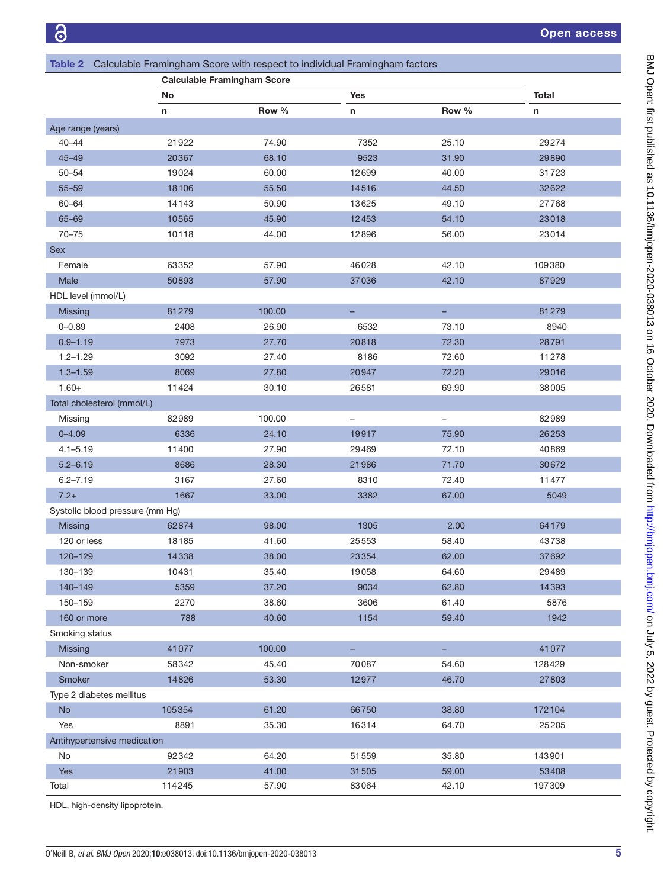**Table 2** Calculable Framingham Score with respect to individual Framingham factors

| | Calculable Framingham Score | | | | |
|---|---|---|---|---|---|
| | No | | Yes | | Total |
| | n | Row % | n | Row % | n |
| **Age range (years)** | | | | | |
| 40–44 | 21922 | 74.90 | 7352 | 25.10 | 29274 |
| 45–49 | 20367 | 68.10 | 9523 | 31.90 | 29890 |
| 50–54 | 19024 | 60.00 | 12699 | 40.00 | 31723 |
| 55–59 | 18106 | 55.50 | 14516 | 44.50 | 32622 |
| 60–64 | 14143 | 50.90 | 13625 | 49.10 | 27768 |
| 65–69 | 10565 | 45.90 | 12453 | 54.10 | 23018 |
| 70–75 | 10118 | 44.00 | 12896 | 56.00 | 23014 |
| **Sex** | | | | | |
| Female | 63352 | 57.90 | 46028 | 42.10 | 109380 |
| Male | 50893 | 57.90 | 37036 | 42.10 | 87929 |
| **HDL level (mmol/L)** | | | | | |
| Missing | 81279 | 100.00 | – | – | 81279 |
| 0–0.89 | 2408 | 26.90 | 6532 | 73.10 | 8940 |
| 0.9–1.19 | 7973 | 27.70 | 20818 | 72.30 | 28791 |
| 1.2–1.29 | 3092 | 27.40 | 8186 | 72.60 | 11278 |
| 1.3–1.59 | 8069 | 27.80 | 20947 | 72.20 | 29016 |
| 1.60+ | 11424 | 30.10 | 26581 | 69.90 | 38005 |
| **Total cholesterol (mmol/L)** | | | | | |
| Missing | 82989 | 100.00 | – | – | 82989 |
| 0–4.09 | 6336 | 24.10 | 19917 | 75.90 | 26253 |
| 4.1–5.19 | 11400 | 27.90 | 29469 | 72.10 | 40869 |
| 5.2–6.19 | 8686 | 28.30 | 21986 | 71.70 | 30672 |
| 6.2–7.19 | 3167 | 27.60 | 8310 | 72.40 | 11477 |
| 7.2+ | 1667 | 33.00 | 3382 | 67.00 | 5049 |
| **Systolic blood pressure (mm Hg)** | | | | | |
| Missing | 62874 | 98.00 | 1305 | 2.00 | 64179 |
| 120 or less | 18185 | 41.60 | 25553 | 58.40 | 43738 |
| 120–129 | 14338 | 38.00 | 23354 | 62.00 | 37692 |
| 130–139 | 10431 | 35.40 | 19058 | 64.60 | 29489 |
| 140–149 | 5359 | 37.20 | 9034 | 62.80 | 14393 |
| 150–159 | 2270 | 38.60 | 3606 | 61.40 | 5876 |
| 160 or more | 788 | 40.60 | 1154 | 59.40 | 1942 |
| **Smoking status** | | | | | |
| Missing | 41077 | 100.00 | – | – | 41077 |
| Non-smoker | 58342 | 45.40 | 70087 | 54.60 | 128429 |
| Smoker | 14826 | 53.30 | 12977 | 46.70 | 27803 |
| **Type 2 diabetes mellitus** | | | | | |
| No | 105354 | 61.20 | 66750 | 38.80 | 172104 |
| Yes | 8891 | 35.30 | 16314 | 64.70 | 25205 |
| **Antihypertensive medication** | | | | | |
| No | 92342 | 64.20 | 51559 | 35.80 | 143901 |
| Yes | 21903 | 41.00 | 31505 | 59.00 | 53408 |
| Total | 114245 | 57.90 | 83064 | 42.10 | 197309 |

HDL, high-density lipoprotein.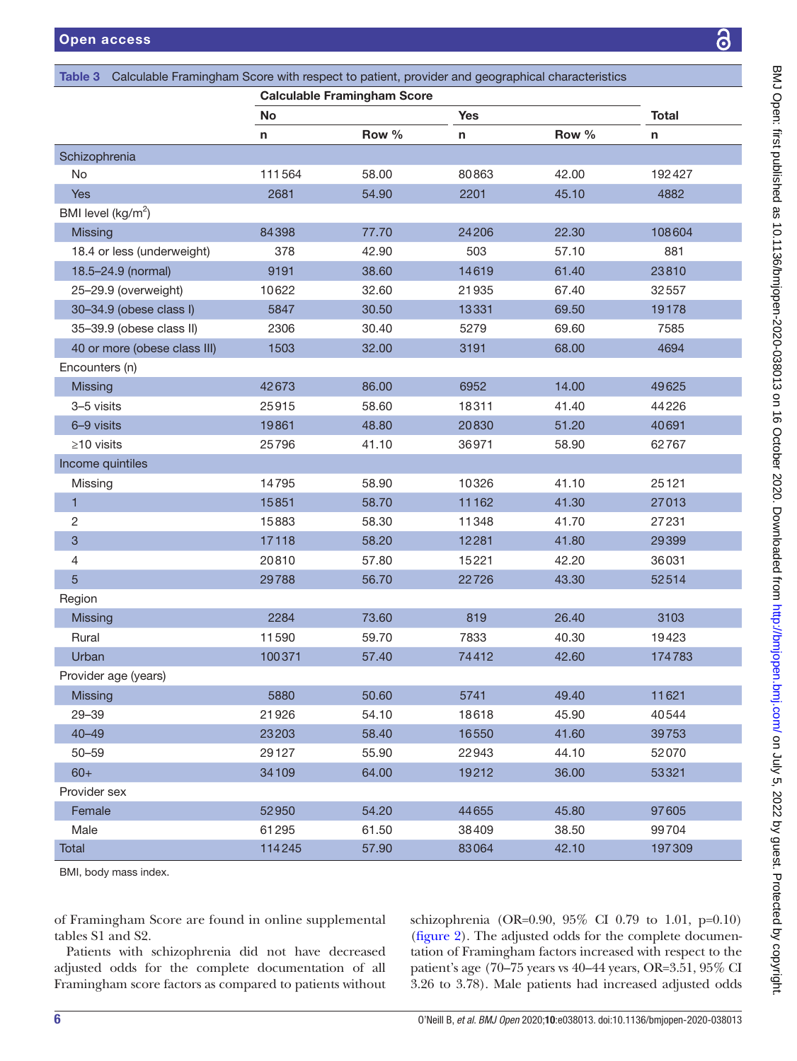Table 3 Calculable Framingham Score with respect to patient, provider and geographical characteristics

| | Calculable Framingham Score | | | | |
|---|---|---|---|---|---|
| | No | | Yes | | Total |
| | n | Row % | n | Row % | n |
| Schizophrenia | | | | | |
| No | 111 564 | 58.00 | 80 863 | 42.00 | 192 427 |
| Yes | 2681 | 54.90 | 2201 | 45.10 | 4882 |
| BMI level (kg/m$^2$) | | | | | |
| Missing | 84 398 | 77.70 | 24 206 | 22.30 | 108 604 |
| 18.4 or less (underweight) | 378 | 42.90 | 503 | 57.10 | 881 |
| 18.5–24.9 (normal) | 9191 | 38.60 | 14 619 | 61.40 | 23 810 |
| 25–29.9 (overweight) | 10 622 | 32.60 | 21 935 | 67.40 | 32 557 |
| 30–34.9 (obese class I) | 5847 | 30.50 | 13 331 | 69.50 | 19 178 |
| 35–39.9 (obese class II) | 2306 | 30.40 | 5279 | 69.60 | 7585 |
| 40 or more (obese class III) | 1503 | 32.00 | 3191 | 68.00 | 4694 |
| Encounters (n) | | | | | |
| Missing | 42 673 | 86.00 | 6952 | 14.00 | 49 625 |
| 3–5 visits | 25 915 | 58.60 | 18 311 | 41.40 | 44 226 |
| 6–9 visits | 19 861 | 48.80 | 20 830 | 51.20 | 40 691 |
| ≥10 visits | 25 796 | 41.10 | 36 971 | 58.90 | 62 767 |
| Income quintiles | | | | | |
| Missing | 14 795 | 58.90 | 10 326 | 41.10 | 25 121 |
| 1 | 15 851 | 58.70 | 11 162 | 41.30 | 27 013 |
| 2 | 15 883 | 58.30 | 11 348 | 41.70 | 27 231 |
| 3 | 17 118 | 58.20 | 12 281 | 41.80 | 29 399 |
| 4 | 20 810 | 57.80 | 15 221 | 42.20 | 36 031 |
| 5 | 29 788 | 56.70 | 22 726 | 43.30 | 52 514 |
| Region | | | | | |
| Missing | 2284 | 73.60 | 819 | 26.40 | 3103 |
| Rural | 11 590 | 59.70 | 7833 | 40.30 | 19 423 |
| Urban | 100 371 | 57.40 | 74 412 | 42.60 | 174 783 |
| Provider age (years) | | | | | |
| Missing | 5880 | 50.60 | 5741 | 49.40 | 11 621 |
| 29–39 | 21 926 | 54.10 | 18 618 | 45.90 | 40 544 |
| 40–49 | 23 203 | 58.40 | 16 550 | 41.60 | 39 753 |
| 50–59 | 29 127 | 55.90 | 22 943 | 44.10 | 52 070 |
| 60+ | 34 109 | 64.00 | 19 212 | 36.00 | 53 321 |
| Provider sex | | | | | |
| Female | 52 950 | 54.20 | 44 655 | 45.80 | 97 605 |
| Male | 61 295 | 61.50 | 38 409 | 38.50 | 99 704 |
| Total | 114 245 | 57.90 | 83 064 | 42.10 | 197 309 |

BMI, body mass index.

of Framingham Score are found in online supplemental tables S1 and S2.

Patients with schizophrenia did not have decreased adjusted odds for the complete documentation of all Framingham score factors as compared to patients without schizophrenia (OR=0.90, 95% CI 0.79 to 1.01, p=0.10) (figure 2). The adjusted odds for the complete documentation of Framingham factors increased with respect to the patient's age (70–75 years vs 40–44 years, OR=3.51, 95% CI 3.26 to 3.78). Male patients had increased adjusted odds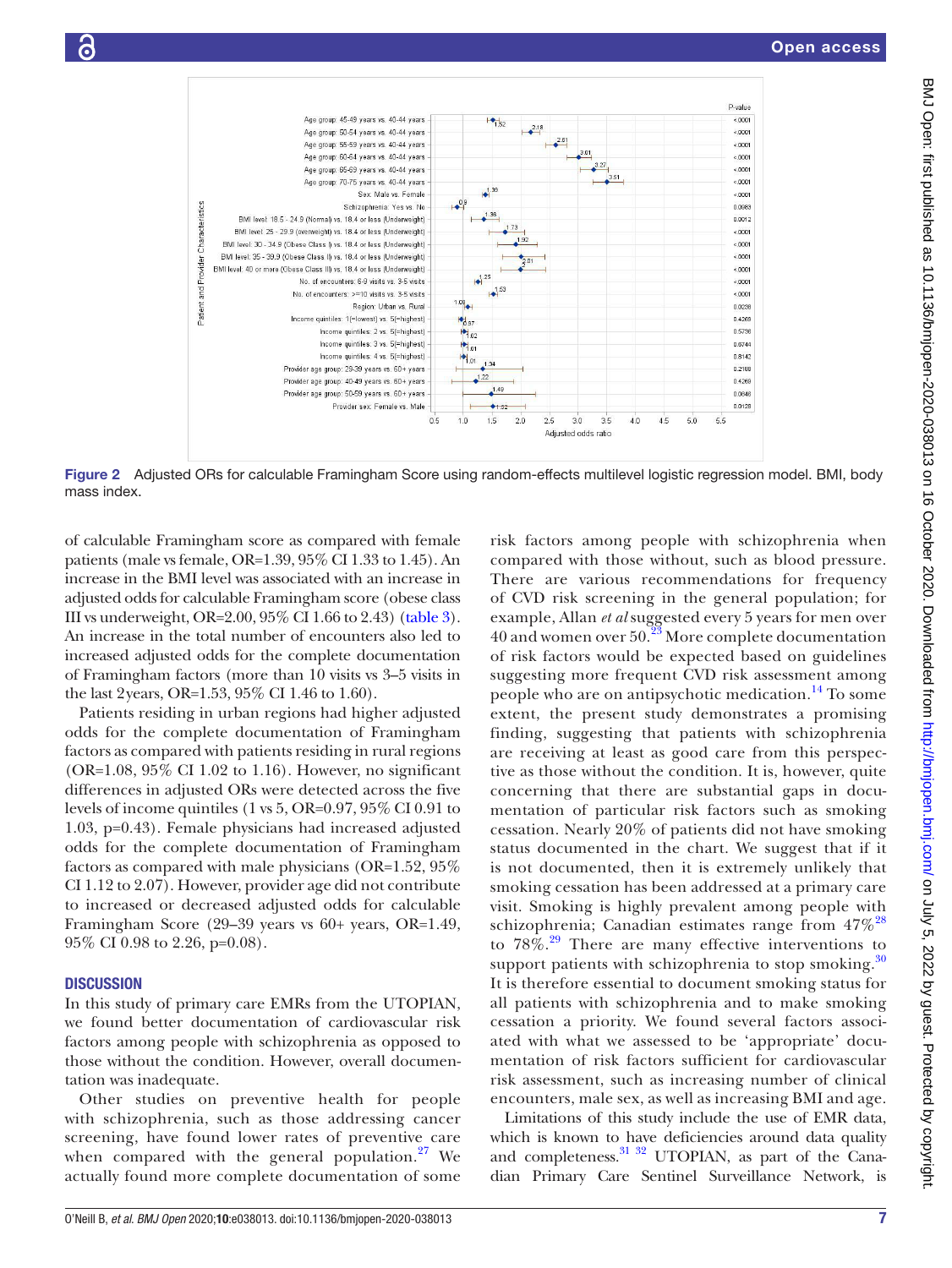Figure 2 Adjusted ORs for calculable Framingham Score using random-effects multilevel logistic regression model. BMI, body mass index.

of calculable Framingham score as compared with female patients (male vs female, OR=1.39, 95% CI 1.33 to 1.45). An increase in the BMI level was associated with an increase in adjusted odds for calculable Framingham score (obese class III vs underweight, OR=2.00, 95% CI 1.66 to 2.43) (table 3). An increase in the total number of encounters also led to increased adjusted odds for the complete documentation of Framingham factors (more than 10 visits vs 3–5 visits in the last 2 years, OR=1.53, 95% CI 1.46 to 1.60).

Patients residing in urban regions had higher adjusted odds for the complete documentation of Framingham factors as compared with patients residing in rural regions (OR=1.08, 95% CI 1.02 to 1.16). However, no significant differences in adjusted ORs were detected across the five levels of income quintiles (1 vs 5, OR=0.97, 95% CI 0.91 to 1.03, p=0.43). Female physicians had increased adjusted odds for the complete documentation of Framingham factors as compared with male physicians (OR=1.52, 95% CI 1.12 to 2.07). However, provider age did not contribute to increased or decreased adjusted odds for calculable Framingham Score (29–39 years vs 60+ years, OR=1.49, 95% CI 0.98 to 2.26, p=0.08).

## DISCUSSION

In this study of primary care EMRs from the UTOPIAN, we found better documentation of cardiovascular risk factors among people with schizophrenia as opposed to those without the condition. However, overall documentation was inadequate.

Other studies on preventive health for people with schizophrenia, such as those addressing cancer screening, have found lower rates of preventive care when compared with the general population.[27] We actually found more complete documentation of some risk factors among people with schizophrenia when compared with those without, such as blood pressure. There are various recommendations for frequency of CVD risk screening in the general population; for example, Allan *et al* suggested every 5 years for men over 40 and women over 50.[23] More complete documentation of risk factors would be expected based on guidelines suggesting more frequent CVD risk assessment among people who are on antipsychotic medication.[14] To some extent, the present study demonstrates a promising finding, suggesting that patients with schizophrenia are receiving at least as good care from this perspective as those without the condition. It is, however, quite concerning that there are substantial gaps in documentation of particular risk factors such as smoking cessation. Nearly 20% of patients did not have smoking status documented in the chart. We suggest that if it is not documented, then it is extremely unlikely that smoking cessation has been addressed at a primary care visit. Smoking is highly prevalent among people with schizophrenia; Canadian estimates range from 47%[28] to 78%.[29] There are many effective interventions to support patients with schizophrenia to stop smoking.[30] It is therefore essential to document smoking status for all patients with schizophrenia and to make smoking cessation a priority. We found several factors associated with what we assessed to be 'appropriate' documentation of risk factors sufficient for cardiovascular risk assessment, such as increasing number of clinical encounters, male sex, as well as increasing BMI and age.

Limitations of this study include the use of EMR data, which is known to have deficiencies around data quality and completeness.[31 32] UTOPIAN, as part of the Canadian Primary Care Sentinel Surveillance Network, is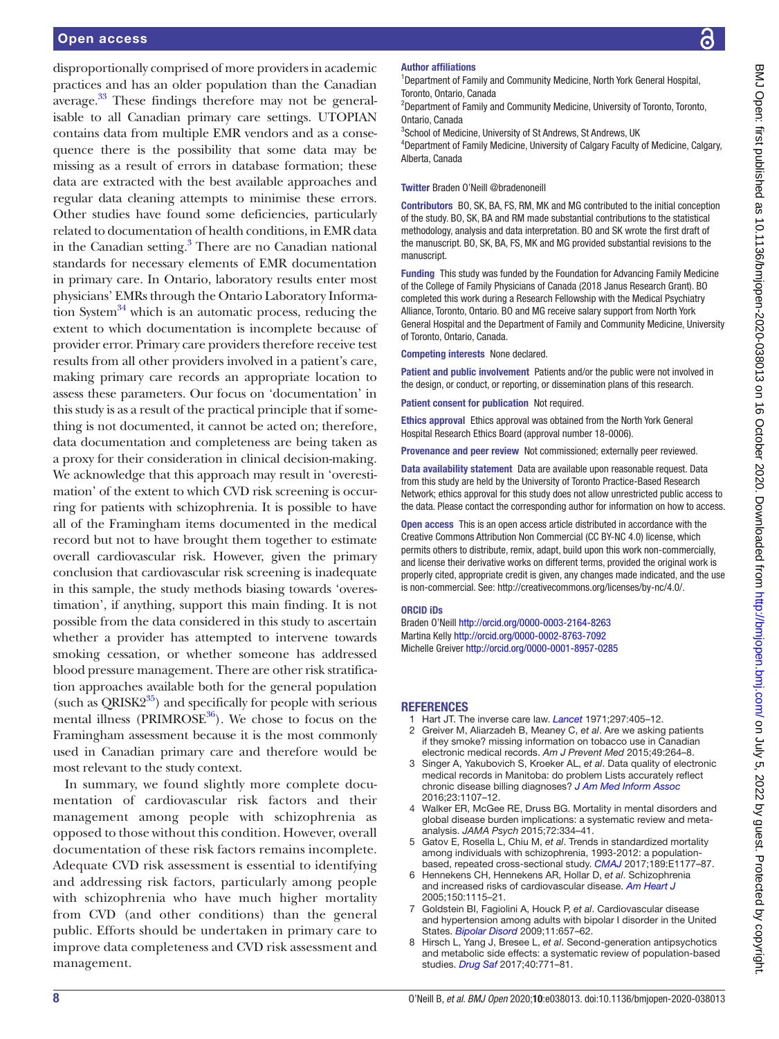disproportionally comprised of more providers in academic practices and has an older population than the Canadian average.[33] These findings therefore may not be generalisable to all Canadian primary care settings. UTOPIAN contains data from multiple EMR vendors and as a consequence there is the possibility that some data may be missing as a result of errors in database formation; these data are extracted with the best available approaches and regular data cleaning attempts to minimise these errors. Other studies have found some deficiencies, particularly related to documentation of health conditions, in EMR data in the Canadian setting.[3] There are no Canadian national standards for necessary elements of EMR documentation in primary care. In Ontario, laboratory results enter most physicians' EMRs through the Ontario Laboratory Information System[34] which is an automatic process, reducing the extent to which documentation is incomplete because of provider error. Primary care providers therefore receive test results from all other providers involved in a patient's care, making primary care records an appropriate location to assess these parameters. Our focus on 'documentation' in this study is as a result of the practical principle that if something is not documented, it cannot be acted on; therefore, data documentation and completeness are being taken as a proxy for their consideration in clinical decision-making. We acknowledge that this approach may result in 'overestimation' of the extent to which CVD risk screening is occurring for patients with schizophrenia. It is possible to have all of the Framingham items documented in the medical record but not to have brought them together to estimate overall cardiovascular risk. However, given the primary conclusion that cardiovascular risk screening is inadequate in this sample, the study methods biasing towards 'overestimation', if anything, support this main finding. It is not possible from the data considered in this study to ascertain whether a provider has attempted to intervene towards smoking cessation, or whether someone has addressed blood pressure management. There are other risk stratification approaches available both for the general population (such as QRISK2[35]) and specifically for people with serious mental illness (PRIMROSE[36]). We chose to focus on the Framingham assessment because it is the most commonly used in Canadian primary care and therefore would be most relevant to the study context.

In summary, we found slightly more complete documentation of cardiovascular risk factors and their management among people with schizophrenia as opposed to those without this condition. However, overall documentation of these risk factors remains incomplete. Adequate CVD risk assessment is essential to identifying and addressing risk factors, particularly among people with schizophrenia who have much higher mortality from CVD (and other conditions) than the general public. Efforts should be undertaken in primary care to improve data completeness and CVD risk assessment and management.

**Author affiliations**

[1]Department of Family and Community Medicine, North York General Hospital, Toronto, Ontario, Canada
[2]Department of Family and Community Medicine, University of Toronto, Toronto, Ontario, Canada
[3]School of Medicine, University of St Andrews, St Andrews, UK
[4]Department of Family Medicine, University of Calgary Faculty of Medicine, Calgary, Alberta, Canada

**Twitter** Braden O'Neill @bradenoneill

**Contributors** BO, SK, BA, FS, RM, MK and MG contributed to the initial conception of the study. BO, SK, BA and RM made substantial contributions to the statistical methodology, analysis and data interpretation. BO and SK wrote the first draft of the manuscript. BO, SK, BA, FS, MK and MG provided substantial revisions to the manuscript.

**Funding** This study was funded by the Foundation for Advancing Family Medicine of the College of Family Physicians of Canada (2018 Janus Research Grant). BO completed this work during a Research Fellowship with the Medical Psychiatry Alliance, Toronto, Ontario. BO and MG receive salary support from North York General Hospital and the Department of Family and Community Medicine, University of Toronto, Ontario, Canada.

**Competing interests** None declared.

**Patient and public involvement** Patients and/or the public were not involved in the design, or conduct, or reporting, or dissemination plans of this research.

**Patient consent for publication** Not required.

**Ethics approval** Ethics approval was obtained from the North York General Hospital Research Ethics Board (approval number 18-0006).

**Provenance and peer review** Not commissioned; externally peer reviewed.

**Data availability statement** Data are available upon reasonable request. Data from this study are held by the University of Toronto Practice-Based Research Network; ethics approval for this study does not allow unrestricted public access to the data. Please contact the corresponding author for information on how to access.

**Open access** This is an open access article distributed in accordance with the Creative Commons Attribution Non Commercial (CC BY-NC 4.0) license, which permits others to distribute, remix, adapt, build upon this work non-commercially, and license their derivative works on different terms, provided the original work is properly cited, appropriate credit is given, any changes made indicated, and the use is non-commercial. See: http://creativecommons.org/licenses/by-nc/4.0/.

**ORCID iDs**

Braden O'Neill http://orcid.org/0000-0003-2164-8263
Martina Kelly http://orcid.org/0000-0002-8763-7092
Michelle Greiver http://orcid.org/0000-0001-8957-0285

## REFERENCES

1. Hart JT. The inverse care law. *Lancet* 1971;297:405–12.
2. Greiver M, Aliarzadeh B, Meaney C, *et al*. Are we asking patients if they smoke? missing information on tobacco use in Canadian electronic medical records. *Am J Prevent Med* 2015;49:264–8.
3. Singer A, Yakubovich S, Kroeker AL, *et al*. Data quality of electronic medical records in Manitoba: do problem Lists accurately reflect chronic disease billing diagnoses? *J Am Med Inform Assoc* 2016;23:1107–12.
4. Walker ER, McGee RE, Druss BG. Mortality in mental disorders and global disease burden implications: a systematic review and meta-analysis. *JAMA Psych* 2015;72:334–41.
5. Gatov E, Rosella L, Chiu M, *et al*. Trends in standardized mortality among individuals with schizophrenia, 1993-2012: a population-based, repeated cross-sectional study. *CMAJ* 2017;189:E1177–87.
6. Hennekens CH, Hennekens AR, Hollar D, *et al*. Schizophrenia and increased risks of cardiovascular disease. *Am Heart J* 2005;150:1115–21.
7. Goldstein BI, Fagiolini A, Houck P, *et al*. Cardiovascular disease and hypertension among adults with bipolar I disorder in the United States. *Bipolar Disord* 2009;11:657–62.
8. Hirsch L, Yang J, Bresee L, *et al*. Second-generation antipsychotics and metabolic side effects: a systematic review of population-based studies. *Drug Saf* 2017;40:771–81.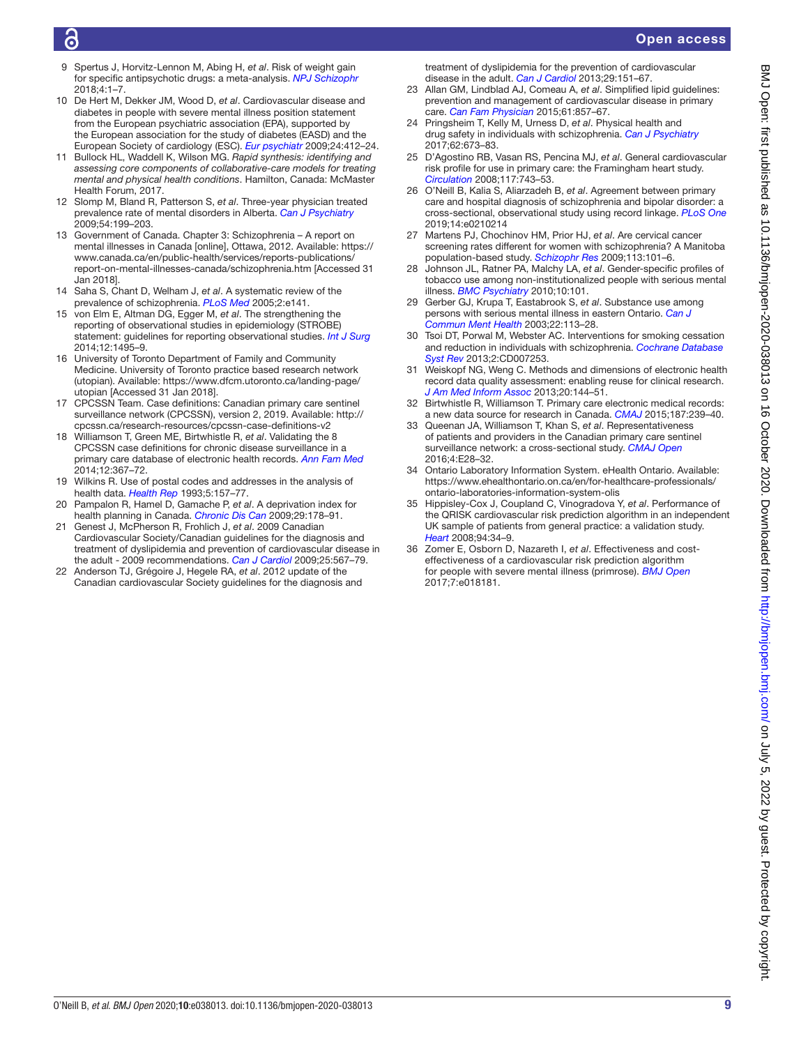9. Spertus J, Horvitz-Lennon M, Abing H, *et al*. Risk of weight gain for specific antipsychotic drugs: a meta-analysis. *NPJ Schizophr* 2018;4:1–7.
10. De Hert M, Dekker JM, Wood D, *et al*. Cardiovascular disease and diabetes in people with severe mental illness position statement from the European psychiatric association (EPA), supported by the European association for the study of diabetes (EASD) and the European Society of cardiology (ESC). *Eur psychiatr* 2009;24:412–24.
11. Bullock HL, Waddell K, Wilson MG. *Rapid synthesis: identifying and assessing core components of collaborative-care models for treating mental and physical health conditions*. Hamilton, Canada: McMaster Health Forum, 2017.
12. Slomp M, Bland R, Patterson S, *et al*. Three-year physician treated prevalence rate of mental disorders in Alberta. *Can J Psychiatry* 2009;54:199–203.
13. Government of Canada. Chapter 3: Schizophrenia – A report on mental illnesses in Canada [online], Ottawa, 2012. Available: https://www.canada.ca/en/public-health/services/reports-publications/report-on-mental-illnesses-canada/schizophrenia.htm [Accessed 31 Jan 2018].
14. Saha S, Chant D, Welham J, *et al*. A systematic review of the prevalence of schizophrenia. *PLoS Med* 2005;2:e141.
15. von Elm E, Altman DG, Egger M, *et al*. The strengthening the reporting of observational studies in epidemiology (STROBE) statement: guidelines for reporting observational studies. *Int J Surg* 2014;12:1495–9.
16. University of Toronto Department of Family and Community Medicine. University of Toronto practice based research network (utopian). Available: https://www.dfcm.utoronto.ca/landing-page/utopian [Accessed 31 Jan 2018].
17. CPCSSN Team. Case definitions: Canadian primary care sentinel surveillance network (CPCSSN), version 2, 2019. Available: http://cpcssn.ca/research-resources/cpcssn-case-definitions-v2
18. Williamson T, Green ME, Birtwhistle R, *et al*. Validating the 8 CPCSSN case definitions for chronic disease surveillance in a primary care database of electronic health records. *Ann Fam Med* 2014;12:367–72.
19. Wilkins R. Use of postal codes and addresses in the analysis of health data. *Health Rep* 1993;5:157–77.
20. Pampalon R, Hamel D, Gamache P, *et al*. A deprivation index for health planning in Canada. *Chronic Dis Can* 2009;29:178–91.
21. Genest J, McPherson R, Frohlich J, *et al*. 2009 Canadian Cardiovascular Society/Canadian guidelines for the diagnosis and treatment of dyslipidemia and prevention of cardiovascular disease in the adult - 2009 recommendations. *Can J Cardiol* 2009;25:567–79.
22. Anderson TJ, Grégoire J, Hegele RA, *et al*. 2012 update of the Canadian cardiovascular Society guidelines for the diagnosis and treatment of dyslipidemia for the prevention of cardiovascular disease in the adult. *Can J Cardiol* 2013;29:151–67.
23. Allan GM, Lindblad AJ, Comeau A, *et al*. Simplified lipid guidelines: prevention and management of cardiovascular disease in primary care. *Can Fam Physician* 2015;61:857–67.
24. Pringsheim T, Kelly M, Urness D, *et al*. Physical health and drug safety in individuals with schizophrenia. *Can J Psychiatry* 2017;62:673–83.
25. D'Agostino RB, Vasan RS, Pencina MJ, *et al*. General cardiovascular risk profile for use in primary care: the Framingham heart study. *Circulation* 2008;117:743–53.
26. O'Neill B, Kalia S, Aliarzadeh B, *et al*. Agreement between primary care and hospital diagnosis of schizophrenia and bipolar disorder: a cross-sectional, observational study using record linkage. *PLoS One* 2019;14:e0210214
27. Martens PJ, Chochinov HM, Prior HJ, *et al*. Are cervical cancer screening rates different for women with schizophrenia? A Manitoba population-based study. *Schizophr Res* 2009;113:101–6.
28. Johnson JL, Ratner PA, Malchy LA, *et al*. Gender-specific profiles of tobacco use among non-institutionalized people with serious mental illness. *BMC Psychiatry* 2010;10:101.
29. Gerber GJ, Krupa T, Eastabrook S, *et al*. Substance use among persons with serious mental illness in eastern Ontario. *Can J Commun Ment Health* 2003;22:113–28.
30. Tsoi DT, Porwal M, Webster AC. Interventions for smoking cessation and reduction in individuals with schizophrenia. *Cochrane Database Syst Rev* 2013;2:CD007253.
31. Weiskopf NG, Weng C. Methods and dimensions of electronic health record data quality assessment: enabling reuse for clinical research. *J Am Med Inform Assoc* 2013;20:144–51.
32. Birtwhistle R, Williamson T. Primary care electronic medical records: a new data source for research in Canada. *CMAJ* 2015;187:239–40.
33. Queenan JA, Williamson T, Khan S, *et al*. Representativeness of patients and providers in the Canadian primary care sentinel surveillance network: a cross-sectional study. *CMAJ Open* 2016;4:E28–32.
34. Ontario Laboratory Information System. eHealth Ontario. Available: https://www.ehealthontario.on.ca/en/for-healthcare-professionals/ontario-laboratories-information-system-olis
35. Hippisley-Cox J, Coupland C, Vinogradova Y, *et al*. Performance of the QRISK cardiovascular risk prediction algorithm in an independent UK sample of patients from general practice: a validation study. *Heart* 2008;94:34–9.
36. Zomer E, Osborn D, Nazareth I, *et al*. Effectiveness and cost-effectiveness of a cardiovascular risk prediction algorithm for people with severe mental illness (primrose). *BMJ Open* 2017;7:e018181.